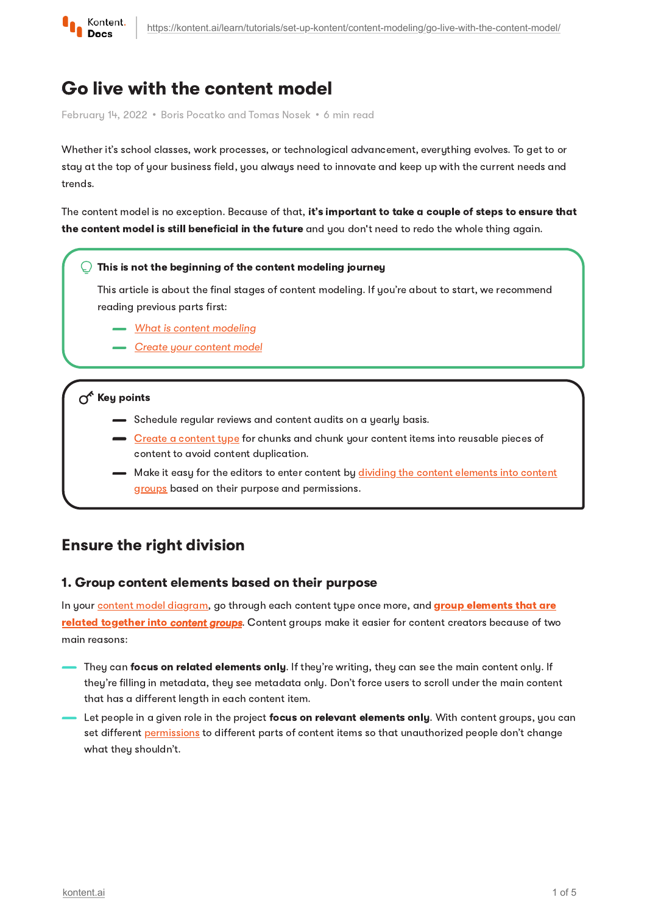# Go live with the content model

February 14, 2022 • Boris Pocatko and Tomas Nosek • 6 min read

Whether it's school classes, work processes, or technological advancement, everything evolves. To get to or stay at the top of your business field, you always need to innovate and keep up with the current needs and trends.

The content model is no exception. Because of that, **it's important to take a couple of steps to ensure that the content model is still beneficial in the future** and you don't need to redo the whole thing again.

> **This is not the beginning of the content modeling journey**
>
> This article is about the final stages of content modeling. If you're about to start, we recommend reading previous parts first:
>
> - *What is content modeling*
> - *Create your content model*

> **Key points**
>
> - Schedule regular reviews and content audits on a yearly basis.
> - Create a content type for chunks and chunk your content items into reusable pieces of content to avoid content duplication.
> - Make it easy for the editors to enter content by dividing the content elements into content groups based on their purpose and permissions.

## Ensure the right division

### 1. Group content elements based on their purpose

In your content model diagram, go through each content type once more, and **group elements that are related together into *content groups***. Content groups make it easier for content creators because of two main reasons:

- They can **focus on related elements only**. If they're writing, they can see the main content only. If they're filling in metadata, they see metadata only. Don't force users to scroll under the main content that has a different length in each content item.
- Let people in a given role in the project **focus on relevant elements only**. With content groups, you can set different permissions to different parts of content items so that unauthorized people don't change what they shouldn't.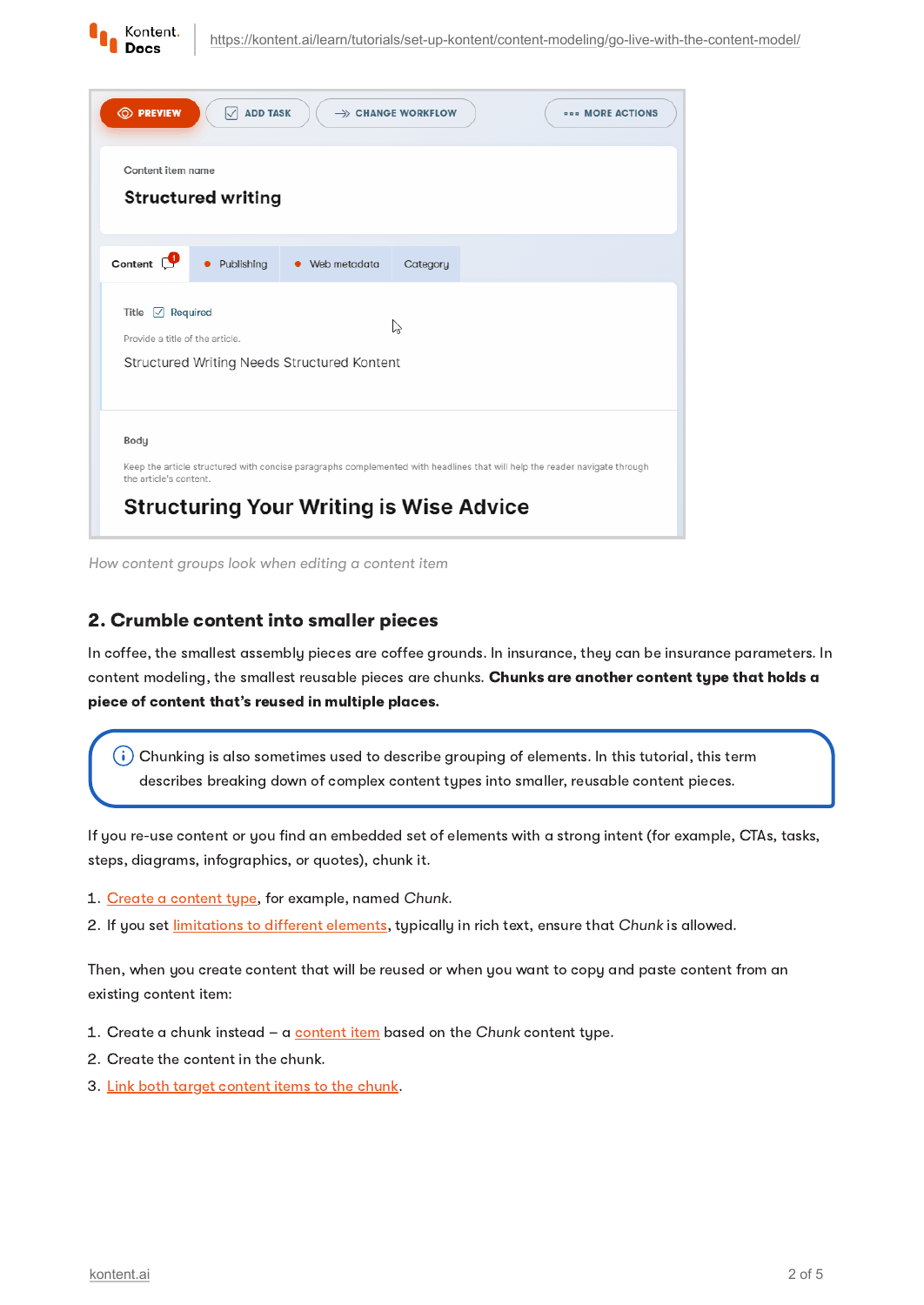How content groups look when editing a content item

## 2. Crumble content into smaller pieces

In coffee, the smallest assembly pieces are coffee grounds. In insurance, they can be insurance parameters. In content modeling, the smallest reusable pieces are chunks. **Chunks are another content type that holds a piece of content that's reused in multiple places.**

> Chunking is also sometimes used to describe grouping of elements. In this tutorial, this term describes breaking down of complex content types into smaller, reusable content pieces.

If you re-use content or you find an embedded set of elements with a strong intent (for example, CTAs, tasks, steps, diagrams, infographics, or quotes), chunk it.

1. Create a content type, for example, named *Chunk*.
2. If you set limitations to different elements, typically in rich text, ensure that *Chunk* is allowed.

Then, when you create content that will be reused or when you want to copy and paste content from an existing content item:

1. Create a chunk instead – a content item based on the *Chunk* content type.
2. Create the content in the chunk.
3. Link both target content items to the chunk.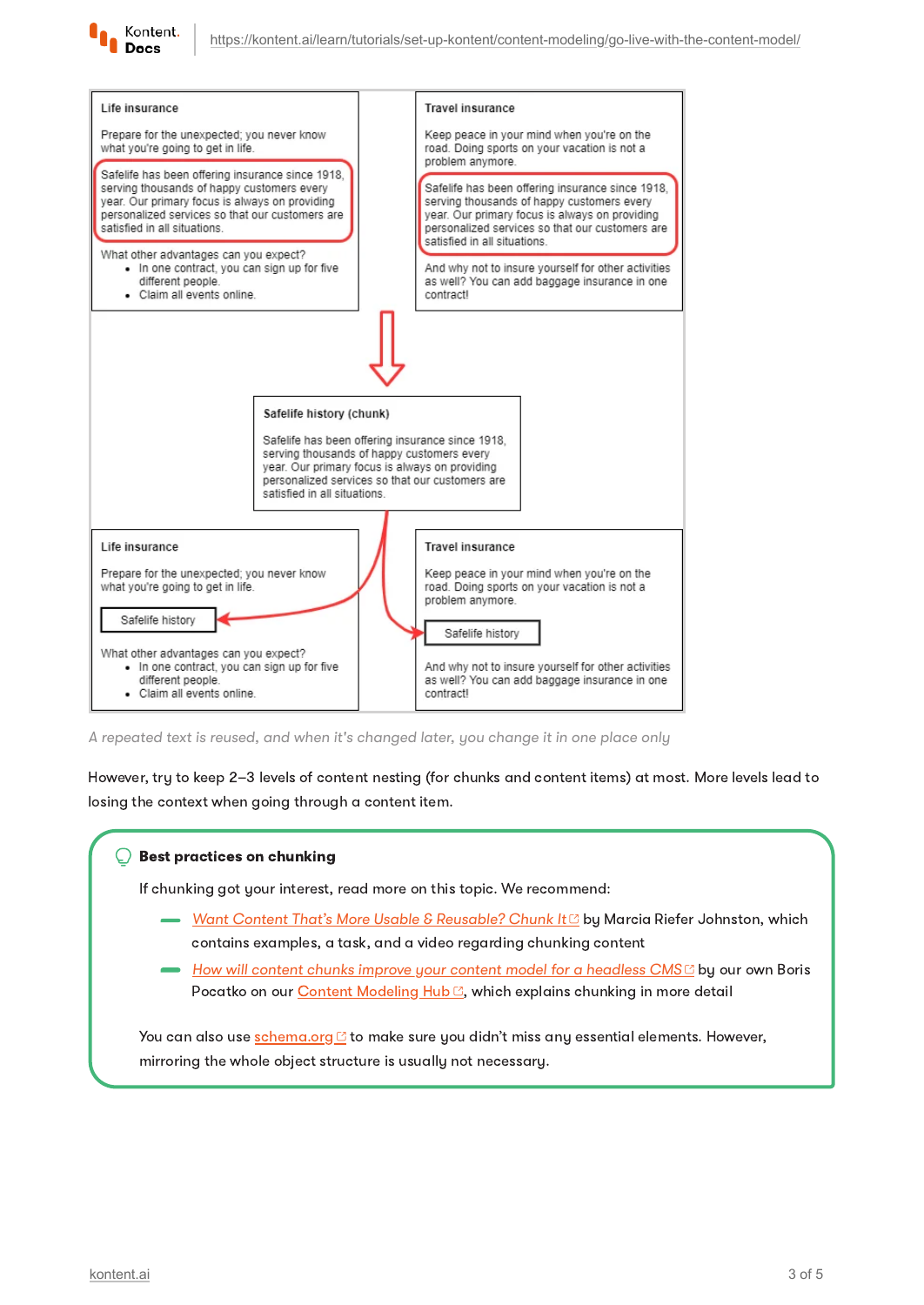**Life insurance**

Prepare for the unexpected; you never know what you're going to get in life.

Safelife has been offering insurance since 1918, serving thousands of happy customers every year. Our primary focus is always on providing personalized services so that our customers are satisfied in all situations.

What other advantages can you expect?

- In one contract, you can sign up for five different people.
- Claim all events online.

**Travel insurance**

Keep peace in your mind when you're on the road. Doing sports on your vacation is not a problem anymore.

Safelife has been offering insurance since 1918, serving thousands of happy customers every year. Our primary focus is always on providing personalized services so that our customers are satisfied in all situations.

And why not to insure yourself for other activities as well? You can add baggage insurance in one contract!

**Safelife history (chunk)**

Safelife has been offering insurance since 1918, serving thousands of happy customers every year. Our primary focus is always on providing personalized services so that our customers are satisfied in all situations.

**Life insurance**

Prepare for the unexpected; you never know what you're going to get in life.

Safelife history

What other advantages can you expect?

- In one contract, you can sign up for five different people.
- Claim all events online.

**Travel insurance**

Keep peace in your mind when you're on the road. Doing sports on your vacation is not a problem anymore.

Safelife history

And why not to insure yourself for other activities as well? You can add baggage insurance in one contract!

*A repeated text is reused, and when it's changed later, you change it in one place only*

However, try to keep 2–3 levels of content nesting (for chunks and content items) at most. More levels lead to losing the context when going through a content item.

**Best practices on chunking**

If chunking got your interest, read more on this topic. We recommend:

- *Want Content That's More Usable & Reusable? Chunk It* by Marcia Riefer Johnston, which contains examples, a task, and a video regarding chunking content
- *How will content chunks improve your content model for a headless CMS* by our own Boris Pocatko on our Content Modeling Hub, which explains chunking in more detail

You can also use schema.org to make sure you didn't miss any essential elements. However, mirroring the whole object structure is usually not necessary.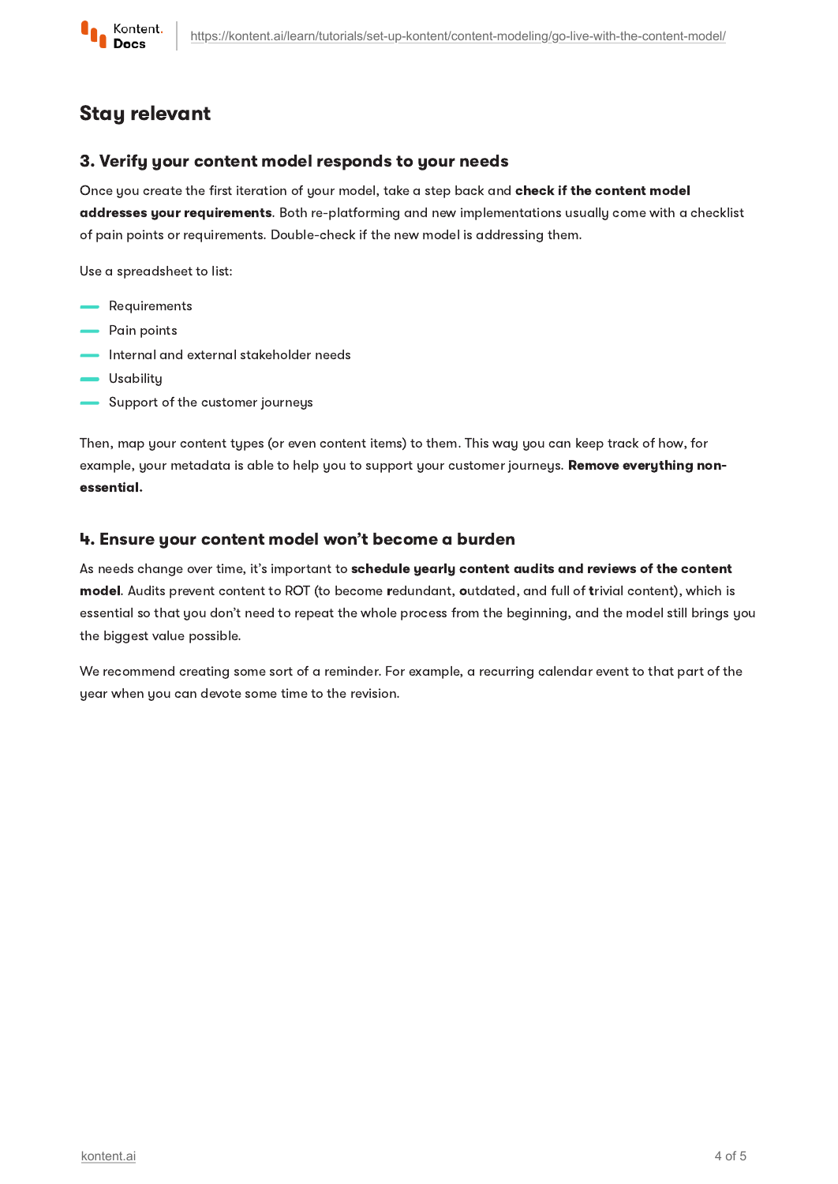## Stay relevant

### 3. Verify your content model responds to your needs

Once you create the first iteration of your model, take a step back and **check if the content model addresses your requirements**. Both re-platforming and new implementations usually come with a checklist of pain points or requirements. Double-check if the new model is addressing them.

Use a spreadsheet to list:

- Requirements
- Pain points
- Internal and external stakeholder needs
- Usability
- Support of the customer journeys

Then, map your content types (or even content items) to them. This way you can keep track of how, for example, your metadata is able to help you to support your customer journeys. **Remove everything non-essential.**

### 4. Ensure your content model won't become a burden

As needs change over time, it's important to **schedule yearly content audits and reviews of the content model**. Audits prevent content to ROT (to become **r**edundant, **o**utdated, and full of **t**rivial content), which is essential so that you don't need to repeat the whole process from the beginning, and the model still brings you the biggest value possible.

We recommend creating some sort of a reminder. For example, a recurring calendar event to that part of the year when you can devote some time to the revision.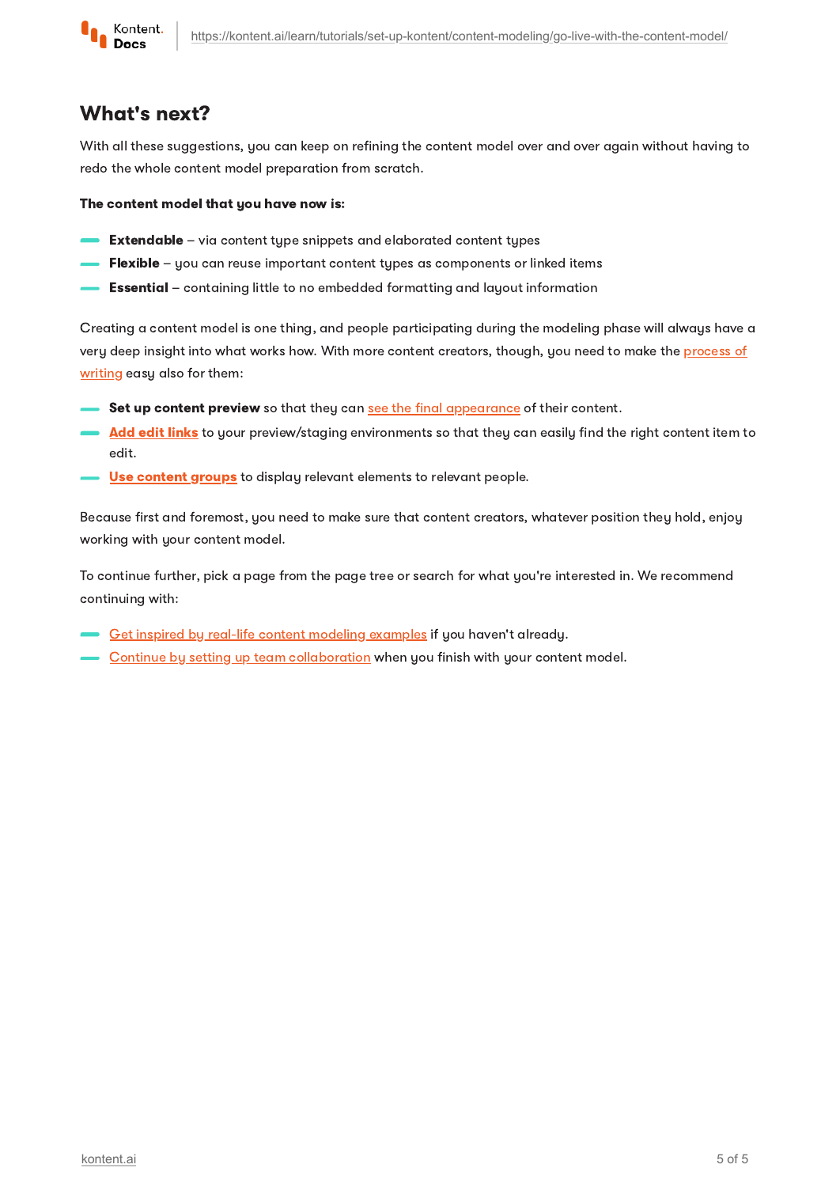## What's next?

With all these suggestions, you can keep on refining the content model over and over again without having to redo the whole content model preparation from scratch.

**The content model that you have now is:**

- **Extendable** – via content type snippets and elaborated content types
- **Flexible** – you can reuse important content types as components or linked items
- **Essential** – containing little to no embedded formatting and layout information

Creating a content model is one thing, and people participating during the modeling phase will always have a very deep insight into what works how. With more content creators, though, you need to make the process of writing easy also for them:

- **Set up content preview** so that they can see the final appearance of their content.
- **Add edit links** to your preview/staging environments so that they can easily find the right content item to edit.
- **Use content groups** to display relevant elements to relevant people.

Because first and foremost, you need to make sure that content creators, whatever position they hold, enjoy working with your content model.

To continue further, pick a page from the page tree or search for what you're interested in. We recommend continuing with:

- Get inspired by real-life content modeling examples if you haven't already.
- Continue by setting up team collaboration when you finish with your content model.